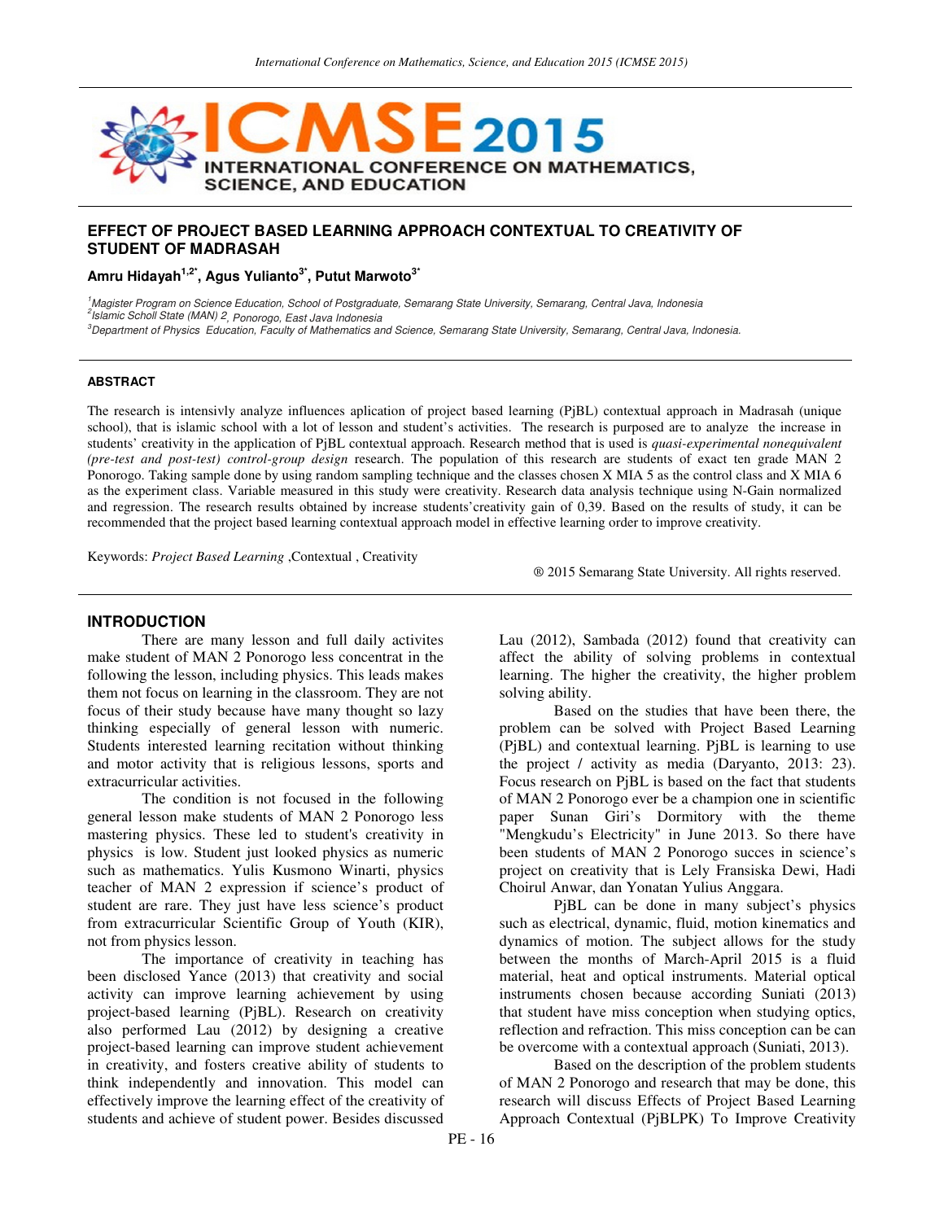# EFFECT OF PROJECT BASED LEARNING APPROACH CONTEXTUAL TO CREATIVITY OF STUDENT OF MADRASAH

**Amru Hidayah[1,2*], Agus Yulianto[3*], Putut Marwoto[3*]**

[1]Magister Program on Science Education, School of Postgraduate, Semarang State University, Semarang, Central Java, Indonesia
[2]Islamic Scholl State (MAN) 2, Ponorogo, East Java Indonesia
[3]Department of Physics Education, Faculty of Mathematics and Science, Semarang State University, Semarang, Central Java, Indonesia.

#### ABSTRACT

The research is intensivly analyze influences aplication of project based learning (PjBL) contextual approach in Madrasah (unique school), that is islamic school with a lot of lesson and student's activities. The research is purposed are to analyze the increase in students' creativity in the application of PjBL contextual approach. Research method that is used is *quasi-experimental nonequivalent (pre-test and post-test) control-group design* research. The population of this research are students of exact ten grade MAN 2 Ponorogo. Taking sample done by using random sampling technique and the classes chosen X MIA 5 as the control class and X MIA 6 as the experiment class. Variable measured in this study were creativity. Research data analysis technique using N-Gain normalized and regression. The research results obtained by increase students'creativity gain of 0,39. Based on the results of study, it can be recommended that the project based learning contextual approach model in effective learning order to improve creativity.

Keywords: *Project Based Learning* ,Contextual , Creativity

® 2015 Semarang State University. All rights reserved.

## INTRODUCTION

There are many lesson and full daily activites make student of MAN 2 Ponorogo less concentrat in the following the lesson, including physics. This leads makes them not focus on learning in the classroom. They are not focus of their study because have many thought so lazy thinking especially of general lesson with numeric. Students interested learning recitation without thinking and motor activity that is religious lessons, sports and extracurricular activities.

The condition is not focused in the following general lesson make students of MAN 2 Ponorogo less mastering physics. These led to student's creativity in physics is low. Student just looked physics as numeric such as mathematics. Yulis Kusmono Winarti, physics teacher of MAN 2 expression if science's product of student are rare. They just have less science's product from extracurricular Scientific Group of Youth (KIR), not from physics lesson.

The importance of creativity in teaching has been disclosed Yance (2013) that creativity and social activity can improve learning achievement by using project-based learning (PjBL). Research on creativity also performed Lau (2012) by designing a creative project-based learning can improve student achievement in creativity, and fosters creative ability of students to think independently and innovation. This model can effectively improve the learning effect of the creativity of students and achieve of student power. Besides discussed Lau (2012), Sambada (2012) found that creativity can affect the ability of solving problems in contextual learning. The higher the creativity, the higher problem solving ability.

Based on the studies that have been there, the problem can be solved with Project Based Learning (PjBL) and contextual learning. PjBL is learning to use the project / activity as media (Daryanto, 2013: 23). Focus research on PjBL is based on the fact that students of MAN 2 Ponorogo ever be a champion one in scientific paper Sunan Giri's Dormitory with the theme "Mengkudu's Electricity" in June 2013. So there have been students of MAN 2 Ponorogo succes in science's project on creativity that is Lely Fransiska Dewi, Hadi Choirul Anwar, dan Yonatan Yulius Anggara.

PjBL can be done in many subject's physics such as electrical, dynamic, fluid, motion kinematics and dynamics of motion. The subject allows for the study between the months of March-April 2015 is a fluid material, heat and optical instruments. Material optical instruments chosen because according Suniati (2013) that student have miss conception when studying optics, reflection and refraction. This miss conception can be can be overcome with a contextual approach (Suniati, 2013).

Based on the description of the problem students of MAN 2 Ponorogo and research that may be done, this research will discuss Effects of Project Based Learning Approach Contextual (PjBLPK) To Improve Creativity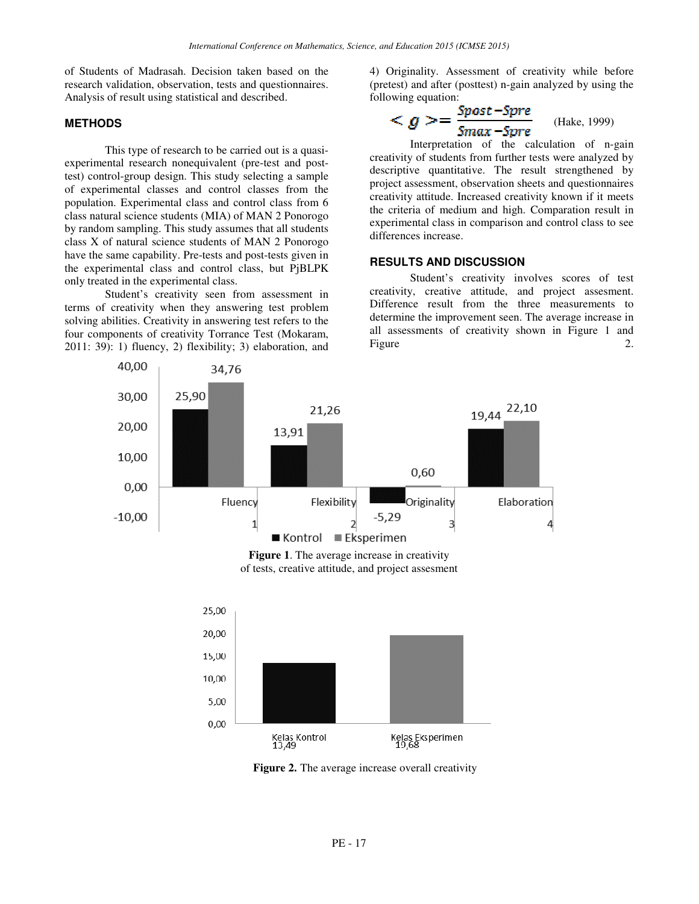of Students of Madrasah. Decision taken based on the research validation, observation, tests and questionnaires. Analysis of result using statistical and described.

## METHODS

This type of research to be carried out is a quasi-experimental research nonequivalent (pre-test and post-test) control-group design. This study selecting a sample of experimental classes and control classes from the population. Experimental class and control class from 6 class natural science students (MIA) of MAN 2 Ponorogo by random sampling. This study assumes that all students class X of natural science students of MAN 2 Ponorogo have the same capability. Pre-tests and post-tests given in the experimental class and control class, but PjBLPK only treated in the experimental class.

Student's creativity seen from assessment in terms of creativity when they answering test problem solving abilities. Creativity in answering test refers to the four components of creativity Torrance Test (Mokaram, 2011: 39): 1) fluency, 2) flexibility; 3) elaboration, and 4) Originality. Assessment of creativity while before (pretest) and after (posttest) n-gain analyzed by using the following equation:

$$< g >= \frac{Spost - Spre}{Smax - Spre} \quad \text{(Hake, 1999)}$$

Interpretation of the calculation of n-gain creativity of students from further tests were analyzed by descriptive quantitative. The result strengthened by project assessment, observation sheets and questionnaires creativity attitude. Increased creativity known if it meets the criteria of medium and high. Comparation result in experimental class in comparison and control class to see differences increase.

## RESULTS AND DISCUSSION

Student's creativity involves scores of test creativity, creative attitude, and project assesment. Difference result from the three measurements to determine the improvement seen. The average increase in all assessments of creativity shown in Figure 1 and Figure 2.

| | Kontrol | Eksperimen |
|---|---|---|
| 1 Fluency | 25,90 | 34,76 |
| 2 Flexibility | 13,91 | 21,26 |
| 3 Originality | -5,29 | 0,60 |
| 4 Elaboration | 19,44 | 22,10 |

**Figure 1**. The average increase in creativity of tests, creative attitude, and project assesment

| Kelas Kontrol | Kelas Eksperimen |
|---|---|
| 13,49 | 19,68 |

**Figure 2.** The average increase overall creativity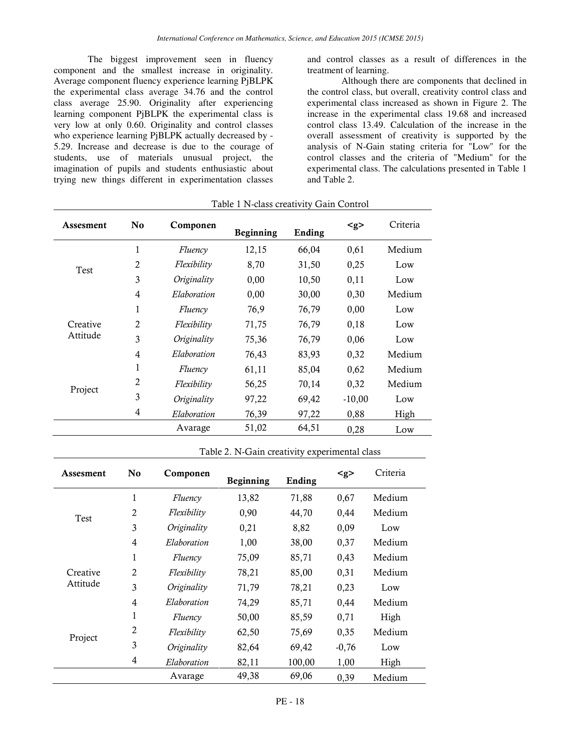The biggest improvement seen in fluency component and the smallest increase in originality. Average component fluency experience learning PjBLPK the experimental class average 34.76 and the control class average 25.90. Originality after experiencing learning component PjBLPK the experimental class is very low at only 0.60. Originality and control classes who experience learning PjBLPK actually decreased by -5.29. Increase and decrease is due to the courage of students, use of materials unusual project, the imagination of pupils and students enthusiastic about trying new things different in experimentation classes and control classes as a result of differences in the treatment of learning.

Although there are components that declined in the control class, but overall, creativity control class and experimental class increased as shown in Figure 2. The increase in the experimental class 19.68 and increased control class 13.49. Calculation of the increase in the overall assessment of creativity is supported by the analysis of N-Gain stating criteria for "Low" for the control classes and the criteria of "Medium" for the experimental class. The calculations presented in Table 1 and Table 2.

Table 1 N-class creativity Gain Control

| Assesment | No | Componen | Beginning | Ending | <g> | Criteria |
|---|---|---|---|---|---|---|
| Test | 1 | *Fluency* | 12,15 | 66,04 | 0,61 | Medium |
| | 2 | *Flexibility* | 8,70 | 31,50 | 0,25 | Low |
| | 3 | *Originality* | 0,00 | 10,50 | 0,11 | Low |
| | 4 | *Elaboration* | 0,00 | 30,00 | 0,30 | Medium |
| Creative Attitude | 1 | *Fluency* | 76,9 | 76,79 | 0,00 | Low |
| | 2 | *Flexibility* | 71,75 | 76,79 | 0,18 | Low |
| | 3 | *Originality* | 75,36 | 76,79 | 0,06 | Low |
| | 4 | *Elaboration* | 76,43 | 83,93 | 0,32 | Medium |
| Project | 1 | *Fluency* | 61,11 | 85,04 | 0,62 | Medium |
| | 2 | *Flexibility* | 56,25 | 70,14 | 0,32 | Medium |
| | 3 | *Originality* | 97,22 | 69,42 | -10,00 | Low |
| | 4 | *Elaboration* | 76,39 | 97,22 | 0,88 | High |
| | | Avarage | 51,02 | 64,51 | 0,28 | Low |

Table 2. N-Gain creativity experimental class

| Assesment | No | Componen | Beginning | Ending | <g> | Criteria |
|---|---|---|---|---|---|---|
| Test | 1 | *Fluency* | 13,82 | 71,88 | 0,67 | Medium |
| | 2 | *Flexibility* | 0,90 | 44,70 | 0,44 | Medium |
| | 3 | *Originality* | 0,21 | 8,82 | 0,09 | Low |
| | 4 | *Elaboration* | 1,00 | 38,00 | 0,37 | Medium |
| Creative Attitude | 1 | *Fluency* | 75,09 | 85,71 | 0,43 | Medium |
| | 2 | *Flexibility* | 78,21 | 85,00 | 0,31 | Medium |
| | 3 | *Originality* | 71,79 | 78,21 | 0,23 | Low |
| | 4 | *Elaboration* | 74,29 | 85,71 | 0,44 | Medium |
| Project | 1 | *Fluency* | 50,00 | 85,59 | 0,71 | High |
| | 2 | *Flexibility* | 62,50 | 75,69 | 0,35 | Medium |
| | 3 | *Originality* | 82,64 | 69,42 | -0,76 | Low |
| | 4 | *Elaboration* | 82,11 | 100,00 | 1,00 | High |
| | | Avarage | 49,38 | 69,06 | 0,39 | Medium |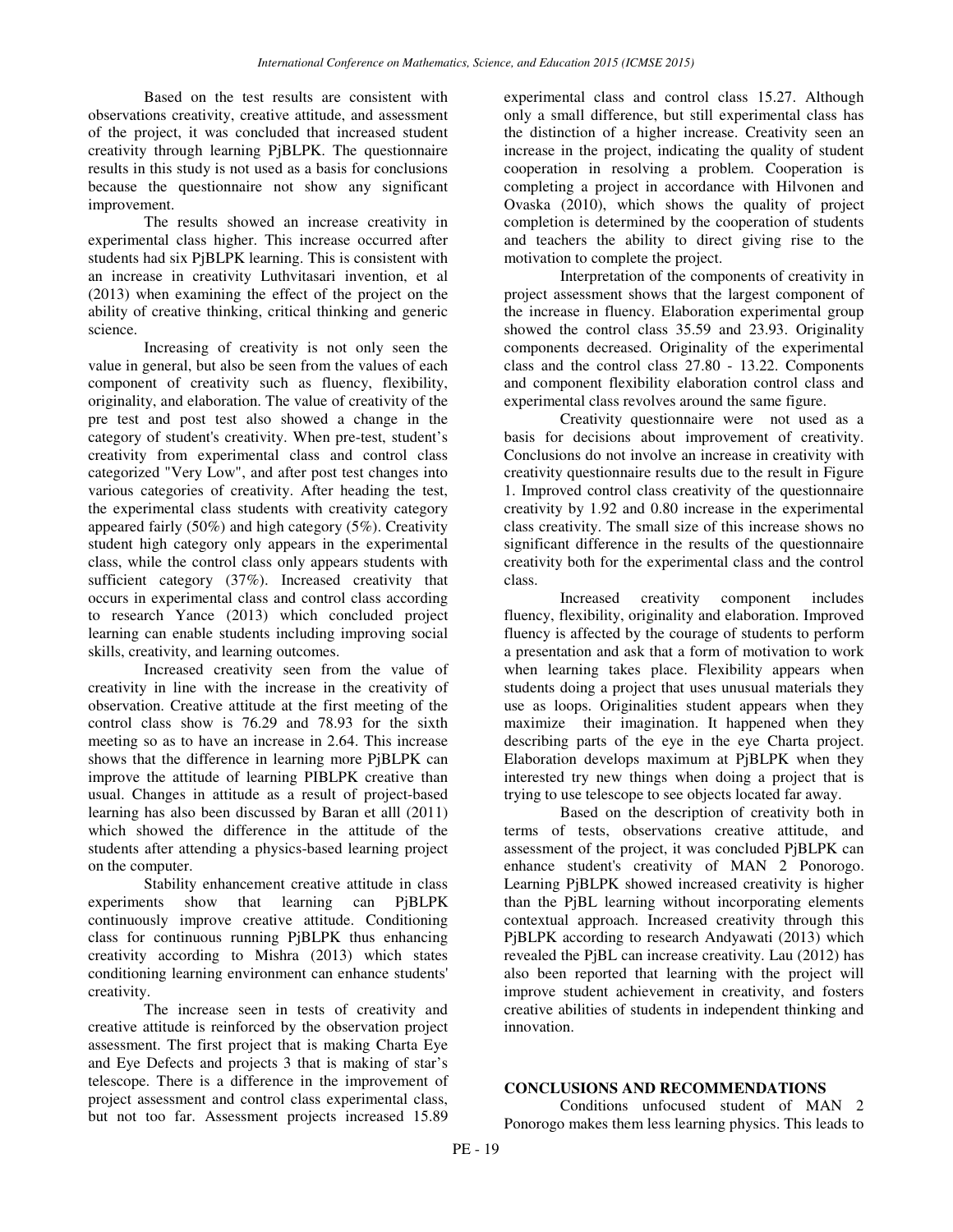Based on the test results are consistent with observations creativity, creative attitude, and assessment of the project, it was concluded that increased student creativity through learning PjBLPK. The questionnaire results in this study is not used as a basis for conclusions because the questionnaire not show any significant improvement.

The results showed an increase creativity in experimental class higher. This increase occurred after students had six PjBLPK learning. This is consistent with an increase in creativity Luthvitasari invention, et al (2013) when examining the effect of the project on the ability of creative thinking, critical thinking and generic science.

Increasing of creativity is not only seen the value in general, but also be seen from the values of each component of creativity such as fluency, flexibility, originality, and elaboration. The value of creativity of the pre test and post test also showed a change in the category of student's creativity. When pre-test, student's creativity from experimental class and control class categorized "Very Low", and after post test changes into various categories of creativity. After heading the test, the experimental class students with creativity category appeared fairly (50%) and high category (5%). Creativity student high category only appears in the experimental class, while the control class only appears students with sufficient category (37%). Increased creativity that occurs in experimental class and control class according to research Yance (2013) which concluded project learning can enable students including improving social skills, creativity, and learning outcomes.

Increased creativity seen from the value of creativity in line with the increase in the creativity of observation. Creative attitude at the first meeting of the control class show is 76.29 and 78.93 for the sixth meeting so as to have an increase in 2.64. This increase shows that the difference in learning more PjBLPK can improve the attitude of learning PIBLPK creative than usual. Changes in attitude as a result of project-based learning has also been discussed by Baran et alll (2011) which showed the difference in the attitude of the students after attending a physics-based learning project on the computer.

Stability enhancement creative attitude in class experiments show that learning can PjBLPK continuously improve creative attitude. Conditioning class for continuous running PjBLPK thus enhancing creativity according to Mishra (2013) which states conditioning learning environment can enhance students' creativity.

The increase seen in tests of creativity and creative attitude is reinforced by the observation project assessment. The first project that is making Charta Eye and Eye Defects and projects 3 that is making of star's telescope. There is a difference in the improvement of project assessment and control class experimental class, but not too far. Assessment projects increased 15.89 experimental class and control class 15.27. Although only a small difference, but still experimental class has the distinction of a higher increase. Creativity seen an increase in the project, indicating the quality of student cooperation in resolving a problem. Cooperation is completing a project in accordance with Hilvonen and Ovaska (2010), which shows the quality of project completion is determined by the cooperation of students and teachers the ability to direct giving rise to the motivation to complete the project.

Interpretation of the components of creativity in project assessment shows that the largest component of the increase in fluency. Elaboration experimental group showed the control class 35.59 and 23.93. Originality components decreased. Originality of the experimental class and the control class 27.80 - 13.22. Components and component flexibility elaboration control class and experimental class revolves around the same figure.

Creativity questionnaire were not used as a basis for decisions about improvement of creativity. Conclusions do not involve an increase in creativity with creativity questionnaire results due to the result in Figure 1. Improved control class creativity of the questionnaire creativity by 1.92 and 0.80 increase in the experimental class creativity. The small size of this increase shows no significant difference in the results of the questionnaire creativity both for the experimental class and the control class.

Increased creativity component includes fluency, flexibility, originality and elaboration. Improved fluency is affected by the courage of students to perform a presentation and ask that a form of motivation to work when learning takes place. Flexibility appears when students doing a project that uses unusual materials they use as loops. Originalities student appears when they maximize their imagination. It happened when they describing parts of the eye in the eye Charta project. Elaboration develops maximum at PjBLPK when they interested try new things when doing a project that is trying to use telescope to see objects located far away.

Based on the description of creativity both in terms of tests, observations creative attitude, and assessment of the project, it was concluded PjBLPK can enhance student's creativity of MAN 2 Ponorogo. Learning PjBLPK showed increased creativity is higher than the PjBL learning without incorporating elements contextual approach. Increased creativity through this PjBLPK according to research Andyawati (2013) which revealed the PjBL can increase creativity. Lau (2012) has also been reported that learning with the project will improve student achievement in creativity, and fosters creative abilities of students in independent thinking and innovation.

## CONCLUSIONS AND RECOMMENDATIONS

Conditions unfocused student of MAN 2 Ponorogo makes them less learning physics. This leads to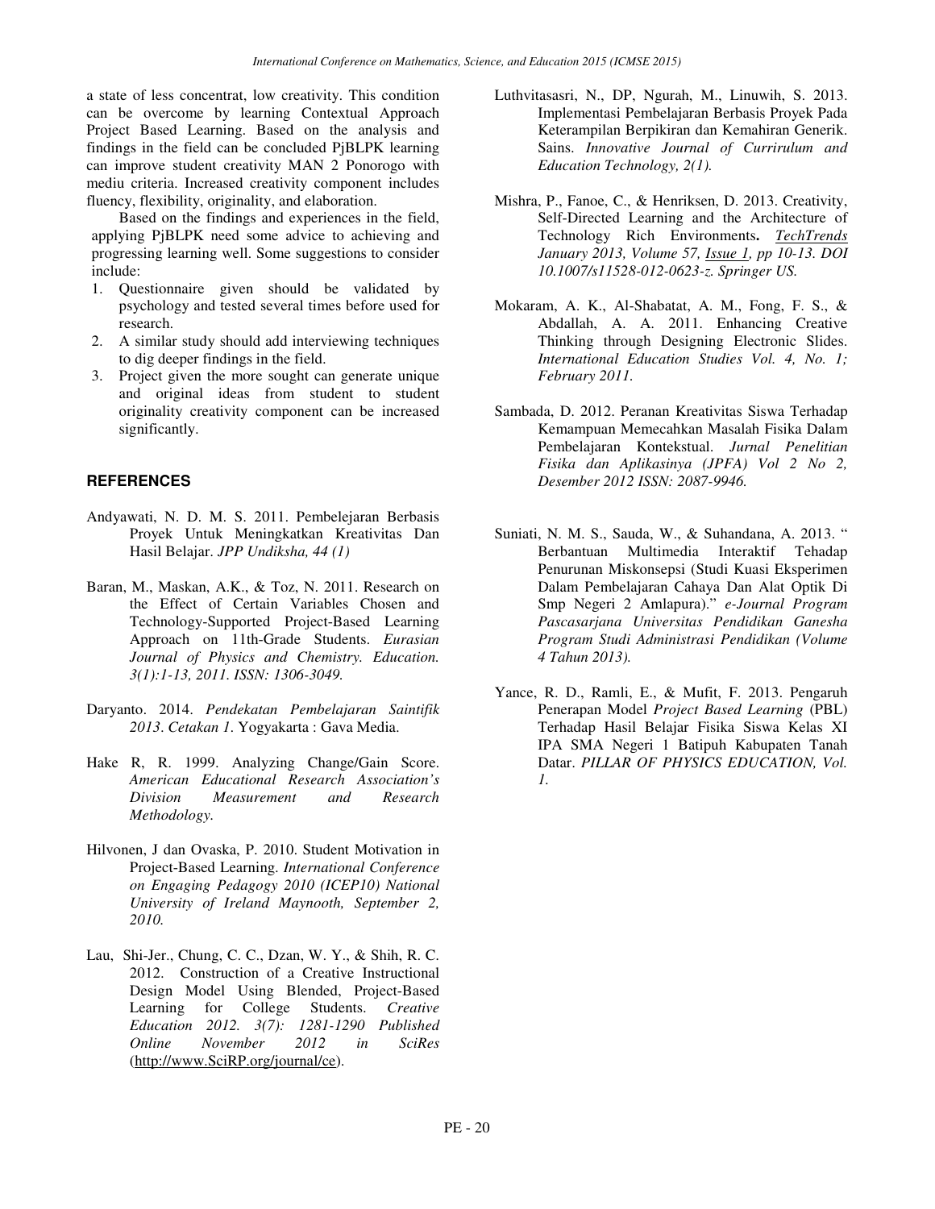a state of less concentrat, low creativity. This condition can be overcome by learning Contextual Approach Project Based Learning. Based on the analysis and findings in the field can be concluded PjBLPK learning can improve student creativity MAN 2 Ponorogo with mediu criteria. Increased creativity component includes fluency, flexibility, originality, and elaboration.

Based on the findings and experiences in the field, applying PjBLPK need some advice to achieving and progressing learning well. Some suggestions to consider include:

1. Questionnaire given should be validated by psychology and tested several times before used for research.
2. A similar study should add interviewing techniques to dig deeper findings in the field.
3. Project given the more sought can generate unique and original ideas from student to student originality creativity component can be increased significantly.

## REFERENCES

Andyawati, N. D. M. S. 2011. Pembelejaran Berbasis Proyek Untuk Meningkatkan Kreativitas Dan Hasil Belajar. *JPP Undiksha, 44 (1)*

Baran, M., Maskan, A.K., & Toz, N. 2011. Research on the Effect of Certain Variables Chosen and Technology-Supported Project-Based Learning Approach on 11th-Grade Students. *Eurasian Journal of Physics and Chemistry. Education. 3(1):1-13, 2011. ISSN: 1306-3049.*

Daryanto. 2014. *Pendekatan Pembelajaran Saintifik 2013*. *Cetakan 1*. Yogyakarta : Gava Media.

Hake R, R. 1999. Analyzing Change/Gain Score. *American Educational Research Association's Division Measurement and Research Methodology.*

Hilvonen, J dan Ovaska, P. 2010. Student Motivation in Project-Based Learning. *International Conference on Engaging Pedagogy 2010 (ICEP10) National University of Ireland Maynooth, September 2, 2010.*

Lau, Shi-Jer., Chung, C. C., Dzan, W. Y., & Shih, R. C. 2012. Construction of a Creative Instructional Design Model Using Blended, Project-Based Learning for College Students. *Creative Education 2012. 3(7): 1281-1290 Published Online November 2012 in SciRes* (http://www.SciRP.org/journal/ce).

Luthvitasasri, N., DP, Ngurah, M., Linuwih, S. 2013. Implementasi Pembelajaran Berbasis Proyek Pada Keterampilan Berpikiran dan Kemahiran Generik. Sains. *Innovative Journal of Currirulum and Education Technology, 2(1).*

Mishra, P., Fanoe, C., & Henriksen, D. 2013. Creativity, Self-Directed Learning and the Architecture of Technology Rich Environments**.** *TechTrends January 2013, Volume 57, Issue 1, pp 10-13. DOI 10.1007/s11528-012-0623-z. Springer US.*

Mokaram, A. K., Al-Shabatat, A. M., Fong, F. S., & Abdallah, A. A. 2011. Enhancing Creative Thinking through Designing Electronic Slides. *International Education Studies Vol. 4, No. 1; February 2011.*

Sambada, D. 2012. Peranan Kreativitas Siswa Terhadap Kemampuan Memecahkan Masalah Fisika Dalam Pembelajaran Kontekstual. *Jurnal Penelitian Fisika dan Aplikasinya (JPFA) Vol 2 No 2, Desember 2012 ISSN: 2087-9946.*

Suniati, N. M. S., Sauda, W., & Suhandana, A. 2013. " Berbantuan Multimedia Interaktif Tehadap Penurunan Miskonsepsi (Studi Kuasi Eksperimen Dalam Pembelajaran Cahaya Dan Alat Optik Di Smp Negeri 2 Amlapura)." *e-Journal Program Pascasarjana Universitas Pendidikan Ganesha Program Studi Administrasi Pendidikan (Volume 4 Tahun 2013).*

Yance, R. D., Ramli, E., & Mufit, F. 2013. Pengaruh Penerapan Model *Project Based Learning* (PBL) Terhadap Hasil Belajar Fisika Siswa Kelas XI IPA SMA Negeri 1 Batipuh Kabupaten Tanah Datar. *PILLAR OF PHYSICS EDUCATION, Vol. 1.*